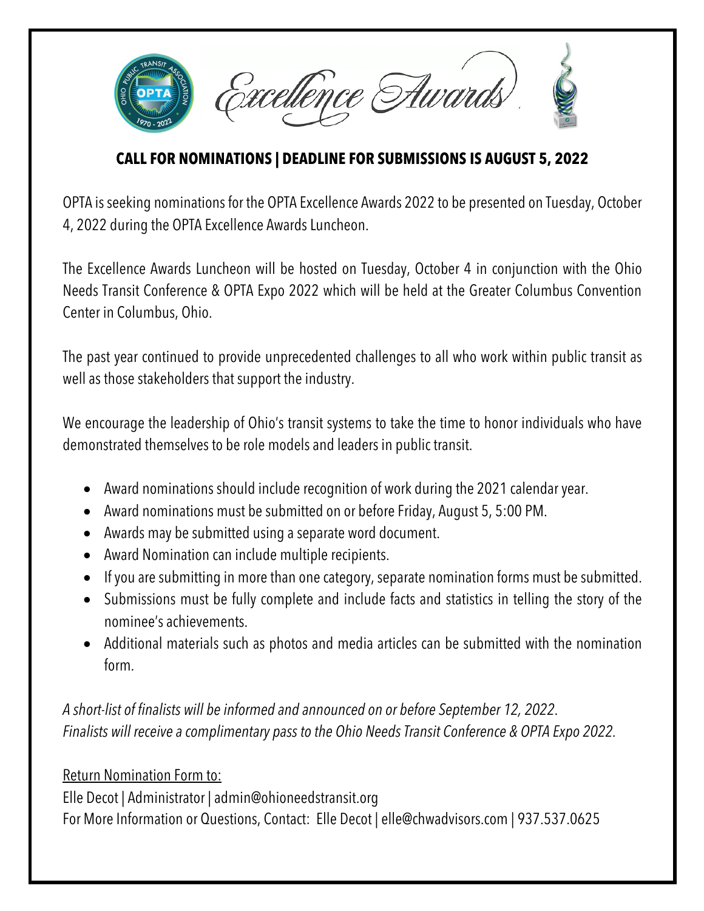# Excellence Awards

**CALL FOR NOMINATIONS | DEADLINE FOR SUBMISSIONS IS AUGUST 5, 2022**

OPTA is seeking nominations for the OPTA Excellence Awards 2022 to be presented on Tuesday, October 4, 2022 during the OPTA Excellence Awards Luncheon.

The Excellence Awards Luncheon will be hosted on Tuesday, October 4 in conjunction with the Ohio Needs Transit Conference & OPTA Expo 2022 which will be held at the Greater Columbus Convention Center in Columbus, Ohio.

The past year continued to provide unprecedented challenges to all who work within public transit as well as those stakeholders that support the industry.

We encourage the leadership of Ohio's transit systems to take the time to honor individuals who have demonstrated themselves to be role models and leaders in public transit.

- Award nominations should include recognition of work during the 2021 calendar year.
- Award nominations must be submitted on or before Friday, August 5, 5:00 PM.
- Awards may be submitted using a separate word document.
- Award Nomination can include multiple recipients.
- If you are submitting in more than one category, separate nomination forms must be submitted.
- Submissions must be fully complete and include facts and statistics in telling the story of the nominee's achievements.
- Additional materials such as photos and media articles can be submitted with the nomination form.

*A short-list of finalists will be informed and announced on or before September 12, 2022.*
*Finalists will receive a complimentary pass to the Ohio Needs Transit Conference & OPTA Expo 2022.*

Return Nomination Form to:
Elle Decot | Administrator | admin@ohioneedstransit.org
For More Information or Questions, Contact: Elle Decot | elle@chwadvisors.com | 937.537.0625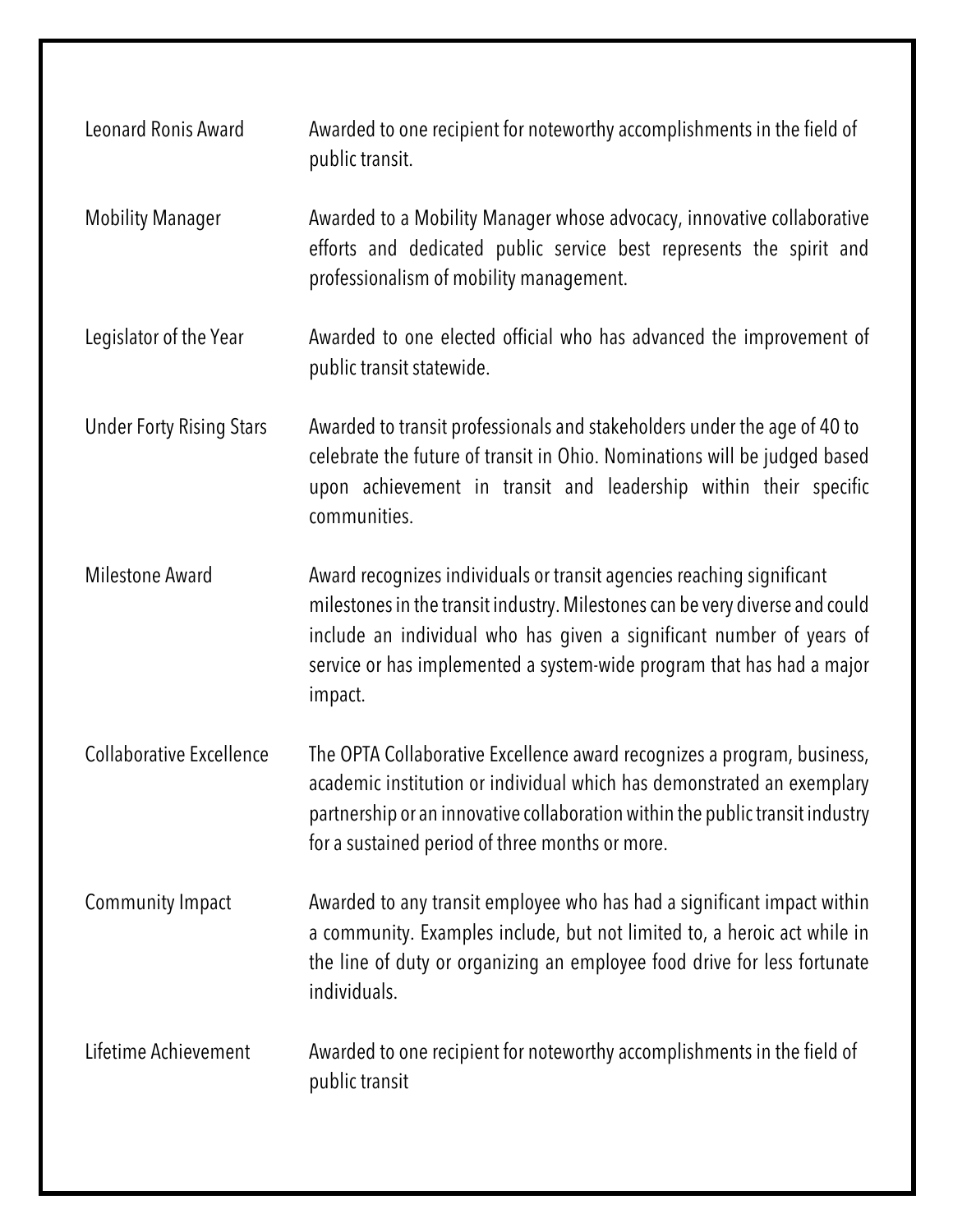| | |
|---|---|
| Leonard Ronis Award | Awarded to one recipient for noteworthy accomplishments in the field of public transit. |
| Mobility Manager | Awarded to a Mobility Manager whose advocacy, innovative collaborative efforts and dedicated public service best represents the spirit and professionalism of mobility management. |
| Legislator of the Year | Awarded to one elected official who has advanced the improvement of public transit statewide. |
| Under Forty Rising Stars | Awarded to transit professionals and stakeholders under the age of 40 to celebrate the future of transit in Ohio. Nominations will be judged based upon achievement in transit and leadership within their specific communities. |
| Milestone Award | Award recognizes individuals or transit agencies reaching significant milestones in the transit industry. Milestones can be very diverse and could include an individual who has given a significant number of years of service or has implemented a system-wide program that has had a major impact. |
| Collaborative Excellence | The OPTA Collaborative Excellence award recognizes a program, business, academic institution or individual which has demonstrated an exemplary partnership or an innovative collaboration within the public transit industry for a sustained period of three months or more. |
| Community Impact | Awarded to any transit employee who has had a significant impact within a community. Examples include, but not limited to, a heroic act while in the line of duty or organizing an employee food drive for less fortunate individuals. |
| Lifetime Achievement | Awarded to one recipient for noteworthy accomplishments in the field of public transit |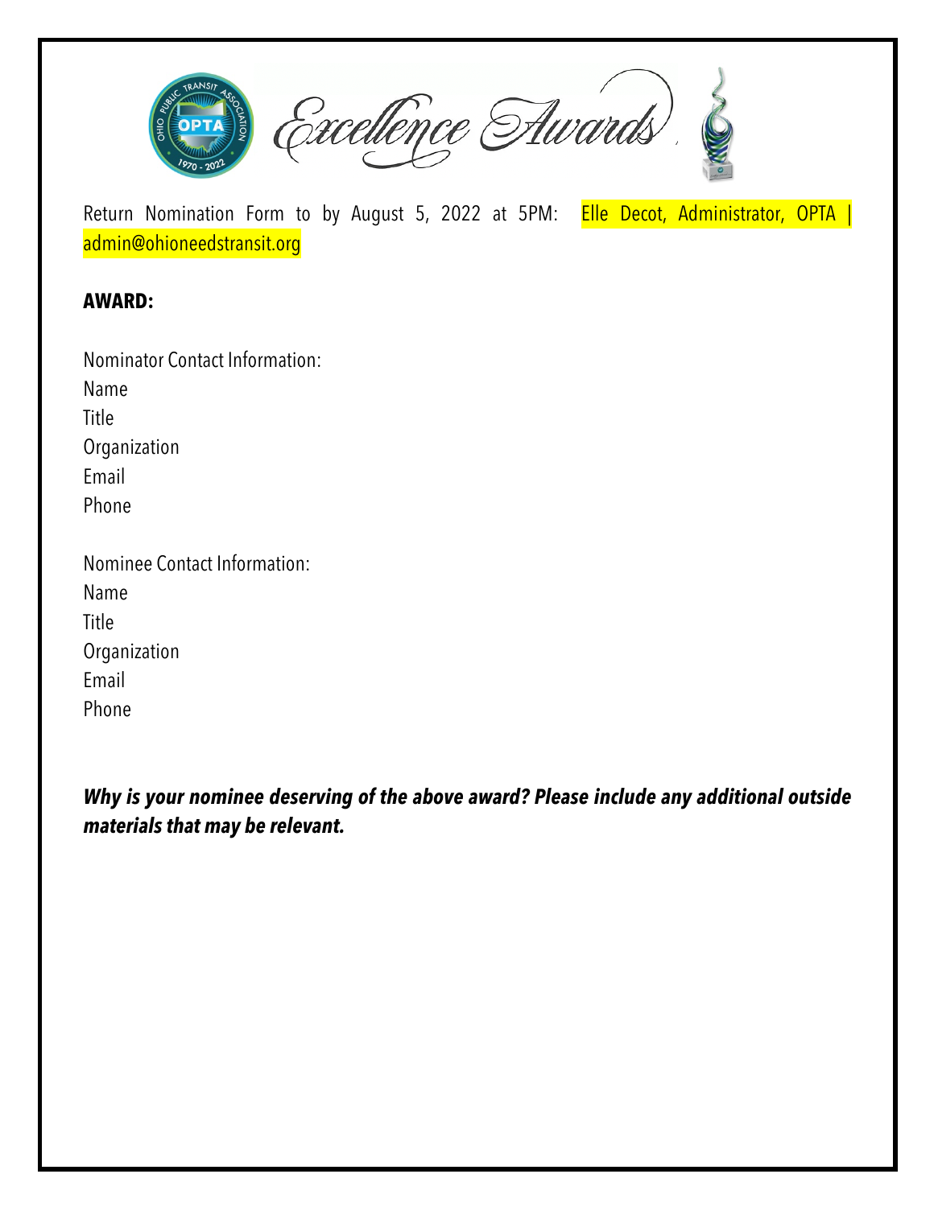# Excellence Awards

Return Nomination Form to by August 5, 2022 at 5PM: Elle Decot, Administrator, OPTA | admin@ohioneedstransit.org

**AWARD:**

Nominator Contact Information:
Name
Title
Organization
Email
Phone

Nominee Contact Information:
Name
Title
Organization
Email
Phone

***Why is your nominee deserving of the above award? Please include any additional outside materials that may be relevant.***